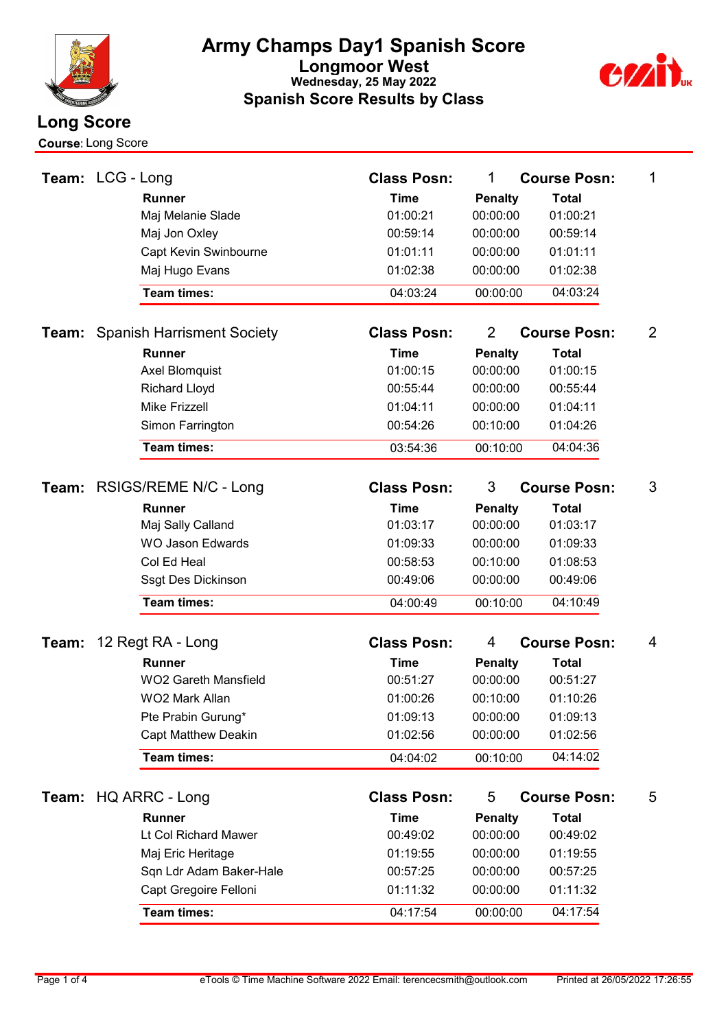# Army Champs Day1 Spanish Score

## Longmoor West

**Wednesday, 25 May 2022**

## Spanish Score Results by Class

## Long Score

**Course:** Long Score

**Team:** LCG - Long — **Class Posn:** 1 — **Course Posn:** 1

| Runner | Time | Penalty | Total |
|---|---|---|---|
| Maj Melanie Slade | 01:00:21 | 00:00:00 | 01:00:21 |
| Maj Jon Oxley | 00:59:14 | 00:00:00 | 00:59:14 |
| Capt Kevin Swinbourne | 01:01:11 | 00:00:00 | 01:01:11 |
| Maj Hugo Evans | 01:02:38 | 00:00:00 | 01:02:38 |
| **Team times:** | 04:03:24 | 00:00:00 | 04:03:24 |

**Team:** Spanish Harrisment Society — **Class Posn:** 2 — **Course Posn:** 2

| Runner | Time | Penalty | Total |
|---|---|---|---|
| Axel Blomquist | 01:00:15 | 00:00:00 | 01:00:15 |
| Richard Lloyd | 00:55:44 | 00:00:00 | 00:55:44 |
| Mike Frizzell | 01:04:11 | 00:00:00 | 01:04:11 |
| Simon Farrington | 00:54:26 | 00:10:00 | 01:04:26 |
| **Team times:** | 03:54:36 | 00:10:00 | 04:04:36 |

**Team:** RSIGS/REME N/C - Long — **Class Posn:** 3 — **Course Posn:** 3

| Runner | Time | Penalty | Total |
|---|---|---|---|
| Maj Sally Calland | 01:03:17 | 00:00:00 | 01:03:17 |
| WO Jason Edwards | 01:09:33 | 00:00:00 | 01:09:33 |
| Col Ed Heal | 00:58:53 | 00:10:00 | 01:08:53 |
| Ssgt Des Dickinson | 00:49:06 | 00:00:00 | 00:49:06 |
| **Team times:** | 04:00:49 | 00:10:00 | 04:10:49 |

**Team:** 12 Regt RA - Long — **Class Posn:** 4 — **Course Posn:** 4

| Runner | Time | Penalty | Total |
|---|---|---|---|
| WO2 Gareth Mansfield | 00:51:27 | 00:00:00 | 00:51:27 |
| WO2 Mark Allan | 01:00:26 | 00:10:00 | 01:10:26 |
| Pte Prabin Gurung* | 01:09:13 | 00:00:00 | 01:09:13 |
| Capt Matthew Deakin | 01:02:56 | 00:00:00 | 01:02:56 |
| **Team times:** | 04:04:02 | 00:10:00 | 04:14:02 |

**Team:** HQ ARRC - Long — **Class Posn:** 5 — **Course Posn:** 5

| Runner | Time | Penalty | Total |
|---|---|---|---|
| Lt Col Richard Mawer | 00:49:02 | 00:00:00 | 00:49:02 |
| Maj Eric Heritage | 01:19:55 | 00:00:00 | 01:19:55 |
| Sqn Ldr Adam Baker-Hale | 00:57:25 | 00:00:00 | 00:57:25 |
| Capt Gregoire Felloni | 01:11:32 | 00:00:00 | 01:11:32 |
| **Team times:** | 04:17:54 | 00:00:00 | 04:17:54 |

eTools © Time Machine Software 2022 Email: terencecsmith@outlook.com — Printed at 26/05/2022 17:26:55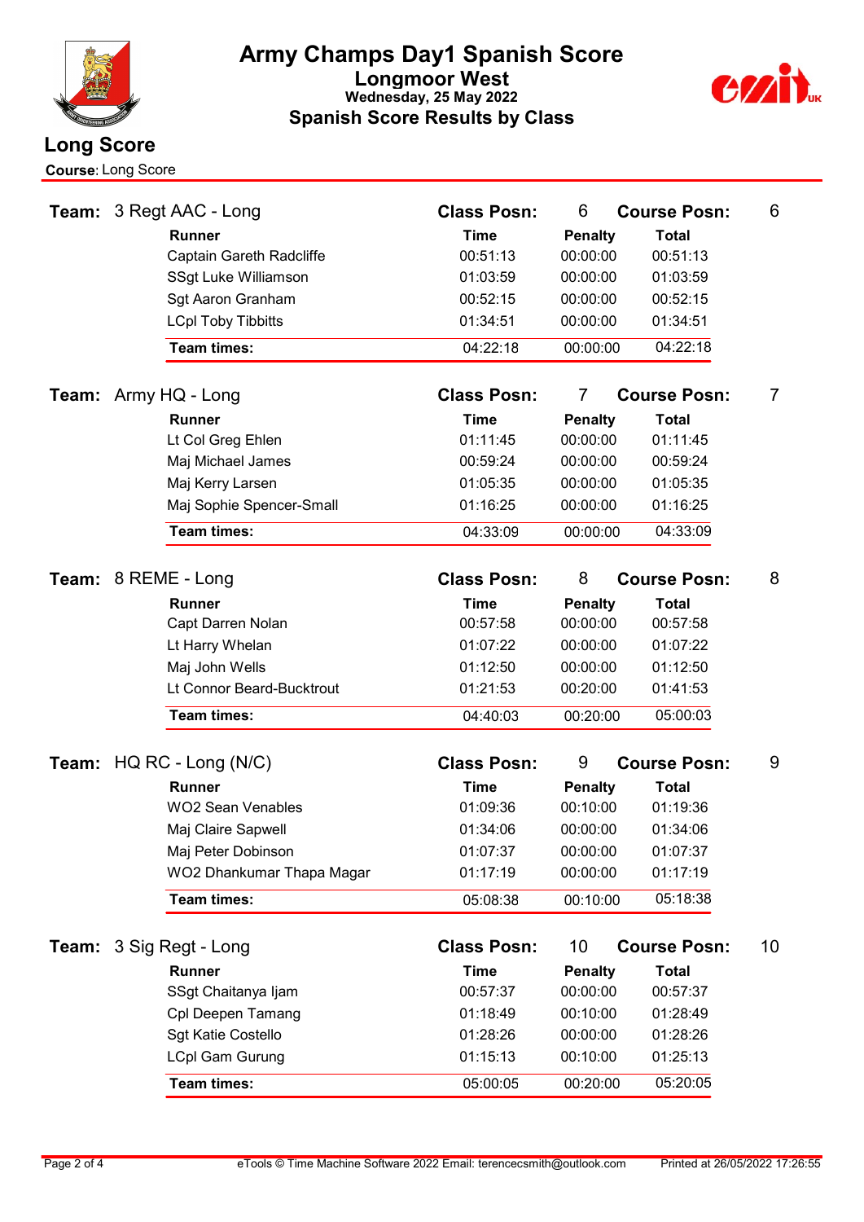# Army Champs Day1 Spanish Score

## Longmoor West

**Wednesday, 25 May 2022**

## Spanish Score Results by Class

## Long Score

**Course:** Long Score

**Team:** 3 Regt AAC - Long — **Class Posn:** 6 — **Course Posn:** 6

| Runner | Time | Penalty | Total |
|---|---|---|---|
| Captain Gareth Radcliffe | 00:51:13 | 00:00:00 | 00:51:13 |
| SSgt Luke Williamson | 01:03:59 | 00:00:00 | 01:03:59 |
| Sgt Aaron Granham | 00:52:15 | 00:00:00 | 00:52:15 |
| LCpl Toby Tibbitts | 01:34:51 | 00:00:00 | 01:34:51 |
| **Team times:** | 04:22:18 | 00:00:00 | 04:22:18 |

**Team:** Army HQ - Long — **Class Posn:** 7 — **Course Posn:** 7

| Runner | Time | Penalty | Total |
|---|---|---|---|
| Lt Col Greg Ehlen | 01:11:45 | 00:00:00 | 01:11:45 |
| Maj Michael James | 00:59:24 | 00:00:00 | 00:59:24 |
| Maj Kerry Larsen | 01:05:35 | 00:00:00 | 01:05:35 |
| Maj Sophie Spencer-Small | 01:16:25 | 00:00:00 | 01:16:25 |
| **Team times:** | 04:33:09 | 00:00:00 | 04:33:09 |

**Team:** 8 REME - Long — **Class Posn:** 8 — **Course Posn:** 8

| Runner | Time | Penalty | Total |
|---|---|---|---|
| Capt Darren Nolan | 00:57:58 | 00:00:00 | 00:57:58 |
| Lt Harry Whelan | 01:07:22 | 00:00:00 | 01:07:22 |
| Maj John Wells | 01:12:50 | 00:00:00 | 01:12:50 |
| Lt Connor Beard-Bucktrout | 01:21:53 | 00:20:00 | 01:41:53 |
| **Team times:** | 04:40:03 | 00:20:00 | 05:00:03 |

**Team:** HQ RC - Long (N/C) — **Class Posn:** 9 — **Course Posn:** 9

| Runner | Time | Penalty | Total |
|---|---|---|---|
| WO2 Sean Venables | 01:09:36 | 00:10:00 | 01:19:36 |
| Maj Claire Sapwell | 01:34:06 | 00:00:00 | 01:34:06 |
| Maj Peter Dobinson | 01:07:37 | 00:00:00 | 01:07:37 |
| WO2 Dhankumar Thapa Magar | 01:17:19 | 00:00:00 | 01:17:19 |
| **Team times:** | 05:08:38 | 00:10:00 | 05:18:38 |

**Team:** 3 Sig Regt - Long — **Class Posn:** 10 — **Course Posn:** 10

| Runner | Time | Penalty | Total |
|---|---|---|---|
| SSgt Chaitanya Ijam | 00:57:37 | 00:00:00 | 00:57:37 |
| Cpl Deepen Tamang | 01:18:49 | 00:10:00 | 01:28:49 |
| Sgt Katie Costello | 01:28:26 | 00:00:00 | 01:28:26 |
| LCpl Gam Gurung | 01:15:13 | 00:10:00 | 01:25:13 |
| **Team times:** | 05:00:05 | 00:20:00 | 05:20:05 |

eTools © Time Machine Software 2022 Email: terencecsmith@outlook.com — Printed at 26/05/2022 17:26:55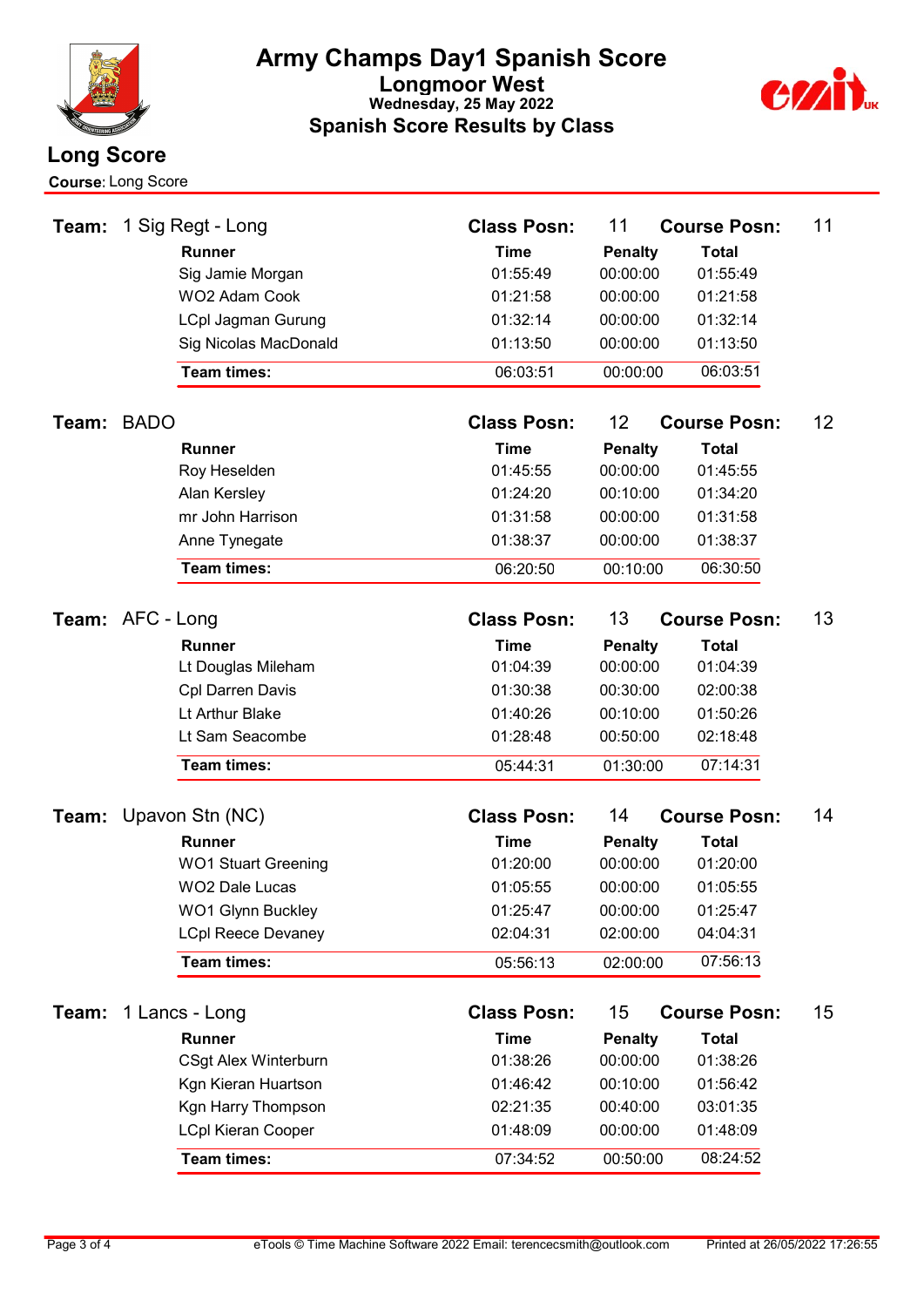# Army Champs Day1 Spanish Score

## Longmoor West

**Wednesday, 25 May 2022**

## Spanish Score Results by Class

## Long Score

**Course:** Long Score

**Team:** 1 Sig Regt - Long — **Class Posn:** 11 — **Course Posn:** 11

| Runner | Time | Penalty | Total |
|---|---|---|---|
| Sig Jamie Morgan | 01:55:49 | 00:00:00 | 01:55:49 |
| WO2 Adam Cook | 01:21:58 | 00:00:00 | 01:21:58 |
| LCpl Jagman Gurung | 01:32:14 | 00:00:00 | 01:32:14 |
| Sig Nicolas MacDonald | 01:13:50 | 00:00:00 | 01:13:50 |
| **Team times:** | 06:03:51 | 00:00:00 | 06:03:51 |

**Team:** BADO — **Class Posn:** 12 — **Course Posn:** 12

| Runner | Time | Penalty | Total |
|---|---|---|---|
| Roy Heselden | 01:45:55 | 00:00:00 | 01:45:55 |
| Alan Kersley | 01:24:20 | 00:10:00 | 01:34:20 |
| mr John Harrison | 01:31:58 | 00:00:00 | 01:31:58 |
| Anne Tynegate | 01:38:37 | 00:00:00 | 01:38:37 |
| **Team times:** | 06:20:50 | 00:10:00 | 06:30:50 |

**Team:** AFC - Long — **Class Posn:** 13 — **Course Posn:** 13

| Runner | Time | Penalty | Total |
|---|---|---|---|
| Lt Douglas Mileham | 01:04:39 | 00:00:00 | 01:04:39 |
| Cpl Darren Davis | 01:30:38 | 00:30:00 | 02:00:38 |
| Lt Arthur Blake | 01:40:26 | 00:10:00 | 01:50:26 |
| Lt Sam Seacombe | 01:28:48 | 00:50:00 | 02:18:48 |
| **Team times:** | 05:44:31 | 01:30:00 | 07:14:31 |

**Team:** Upavon Stn (NC) — **Class Posn:** 14 — **Course Posn:** 14

| Runner | Time | Penalty | Total |
|---|---|---|---|
| WO1 Stuart Greening | 01:20:00 | 00:00:00 | 01:20:00 |
| WO2 Dale Lucas | 01:05:55 | 00:00:00 | 01:05:55 |
| WO1 Glynn Buckley | 01:25:47 | 00:00:00 | 01:25:47 |
| LCpl Reece Devaney | 02:04:31 | 02:00:00 | 04:04:31 |
| **Team times:** | 05:56:13 | 02:00:00 | 07:56:13 |

**Team:** 1 Lancs - Long — **Class Posn:** 15 — **Course Posn:** 15

| Runner | Time | Penalty | Total |
|---|---|---|---|
| CSgt Alex Winterburn | 01:38:26 | 00:00:00 | 01:38:26 |
| Kgn Kieran Huartson | 01:46:42 | 00:10:00 | 01:56:42 |
| Kgn Harry Thompson | 02:21:35 | 00:40:00 | 03:01:35 |
| LCpl Kieran Cooper | 01:48:09 | 00:00:00 | 01:48:09 |
| **Team times:** | 07:34:52 | 00:50:00 | 08:24:52 |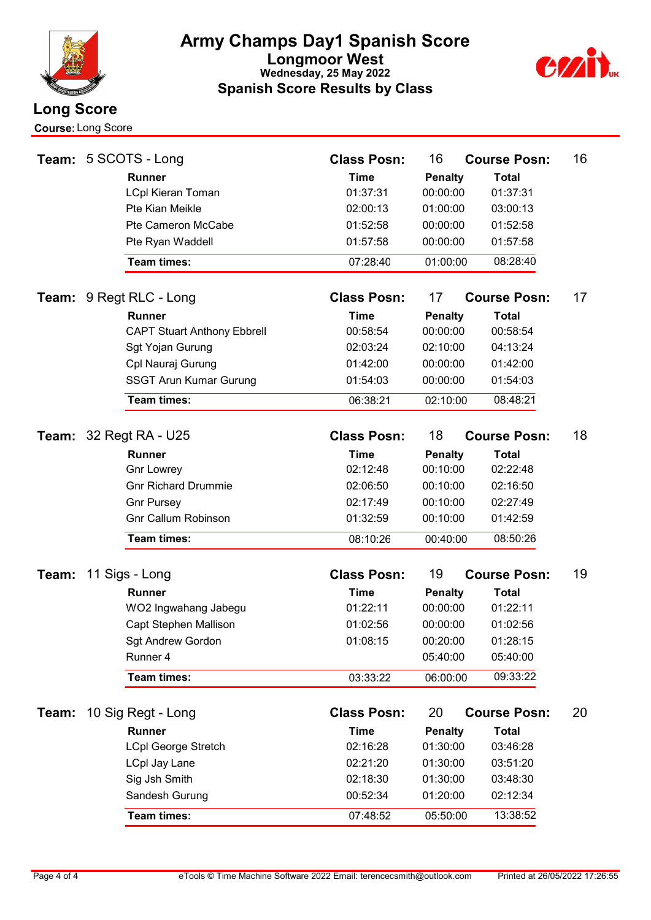# Army Champs Day1 Spanish Score

## Longmoor West

**Wednesday, 25 May 2022**

## Spanish Score Results by Class

## Long Score

**Course:** Long Score

**Team:** 5 SCOTS - Long | **Class Posn:** 16 | **Course Posn:** 16

| Runner | Time | Penalty | Total |
|---|---|---|---|
| LCpl Kieran Toman | 01:37:31 | 00:00:00 | 01:37:31 |
| Pte Kian Meikle | 02:00:13 | 01:00:00 | 03:00:13 |
| Pte Cameron McCabe | 01:52:58 | 00:00:00 | 01:52:58 |
| Pte Ryan Waddell | 01:57:58 | 00:00:00 | 01:57:58 |
| **Team times:** | 07:28:40 | 01:00:00 | 08:28:40 |

**Team:** 9 Regt RLC - Long | **Class Posn:** 17 | **Course Posn:** 17

| Runner | Time | Penalty | Total |
|---|---|---|---|
| CAPT Stuart Anthony Ebbrell | 00:58:54 | 00:00:00 | 00:58:54 |
| Sgt Yojan Gurung | 02:03:24 | 02:10:00 | 04:13:24 |
| Cpl Nauraj Gurung | 01:42:00 | 00:00:00 | 01:42:00 |
| SSGT Arun Kumar Gurung | 01:54:03 | 00:00:00 | 01:54:03 |
| **Team times:** | 06:38:21 | 02:10:00 | 08:48:21 |

**Team:** 32 Regt RA - U25 | **Class Posn:** 18 | **Course Posn:** 18

| Runner | Time | Penalty | Total |
|---|---|---|---|
| Gnr Lowrey | 02:12:48 | 00:10:00 | 02:22:48 |
| Gnr Richard Drummie | 02:06:50 | 00:10:00 | 02:16:50 |
| Gnr Pursey | 02:17:49 | 00:10:00 | 02:27:49 |
| Gnr Callum Robinson | 01:32:59 | 00:10:00 | 01:42:59 |
| **Team times:** | 08:10:26 | 00:40:00 | 08:50:26 |

**Team:** 11 Sigs - Long | **Class Posn:** 19 | **Course Posn:** 19

| Runner | Time | Penalty | Total |
|---|---|---|---|
| WO2 Ingwahang Jabegu | 01:22:11 | 00:00:00 | 01:22:11 |
| Capt Stephen Mallison | 01:02:56 | 00:00:00 | 01:02:56 |
| Sgt Andrew Gordon | 01:08:15 | 00:20:00 | 01:28:15 |
| Runner 4 | | 05:40:00 | 05:40:00 |
| **Team times:** | 03:33:22 | 06:00:00 | 09:33:22 |

**Team:** 10 Sig Regt - Long | **Class Posn:** 20 | **Course Posn:** 20

| Runner | Time | Penalty | Total |
|---|---|---|---|
| LCpl George Stretch | 02:16:28 | 01:30:00 | 03:46:28 |
| LCpl Jay Lane | 02:21:20 | 01:30:00 | 03:51:20 |
| Sig Jsh Smith | 02:18:30 | 01:30:00 | 03:48:30 |
| Sandesh Gurung | 00:52:34 | 01:20:00 | 02:12:34 |
| **Team times:** | 07:48:52 | 05:50:00 | 13:38:52 |

eTools © Time Machine Software 2022 Email: terencecsmith@outlook.com Printed at 26/05/2022 17:26:55